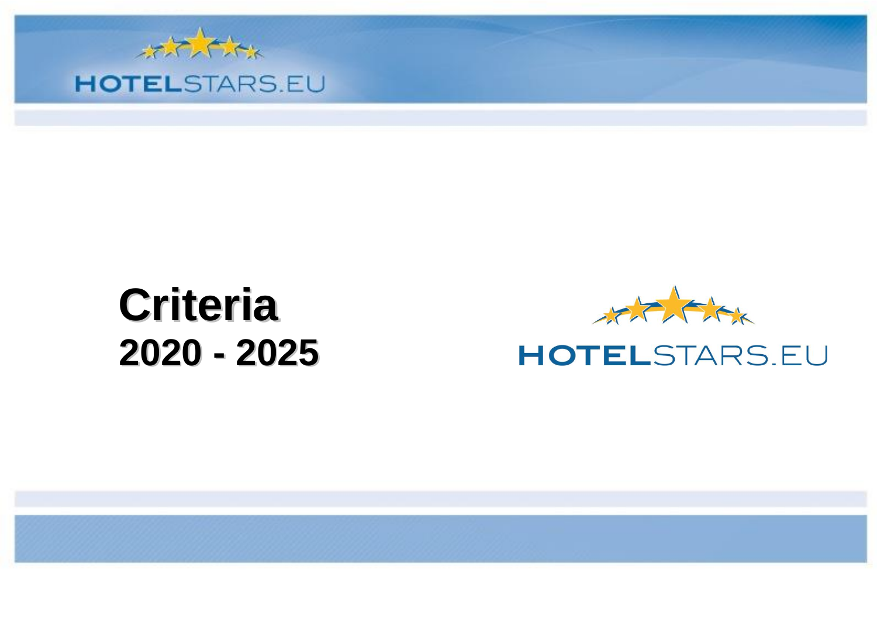# Criteria

## 2020 - 2025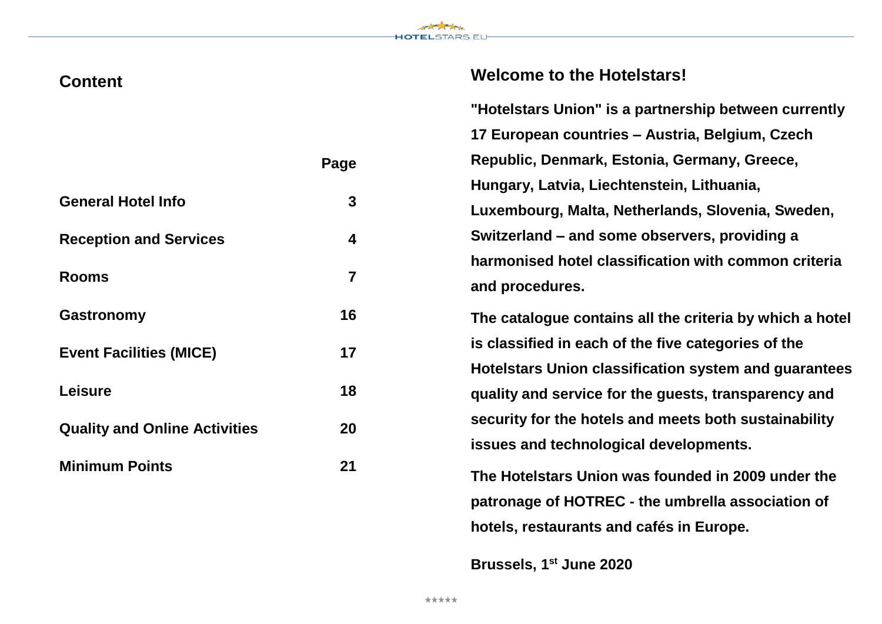## Content

| | Page |
|---|---|
| **General Hotel Info** | **3** |
| **Reception and Services** | **4** |
| **Rooms** | **7** |
| **Gastronomy** | **16** |
| **Event Facilities (MICE)** | **17** |
| **Leisure** | **18** |
| **Quality and Online Activities** | **20** |
| **Minimum Points** | **21** |

## Welcome to the Hotelstars!

**"Hotelstars Union" is a partnership between currently 17 European countries – Austria, Belgium, Czech Republic, Denmark, Estonia, Germany, Greece, Hungary, Latvia, Liechtenstein, Lithuania, Luxembourg, Malta, Netherlands, Slovenia, Sweden, Switzerland – and some observers, providing a harmonised hotel classification with common criteria and procedures.**

**The catalogue contains all the criteria by which a hotel is classified in each of the five categories of the Hotelstars Union classification system and guarantees quality and service for the guests, transparency and security for the hotels and meets both sustainability issues and technological developments.**

**The Hotelstars Union was founded in 2009 under the patronage of HOTREC - the umbrella association of hotels, restaurants and cafés in Europe.**

**Brussels, 1st June 2020**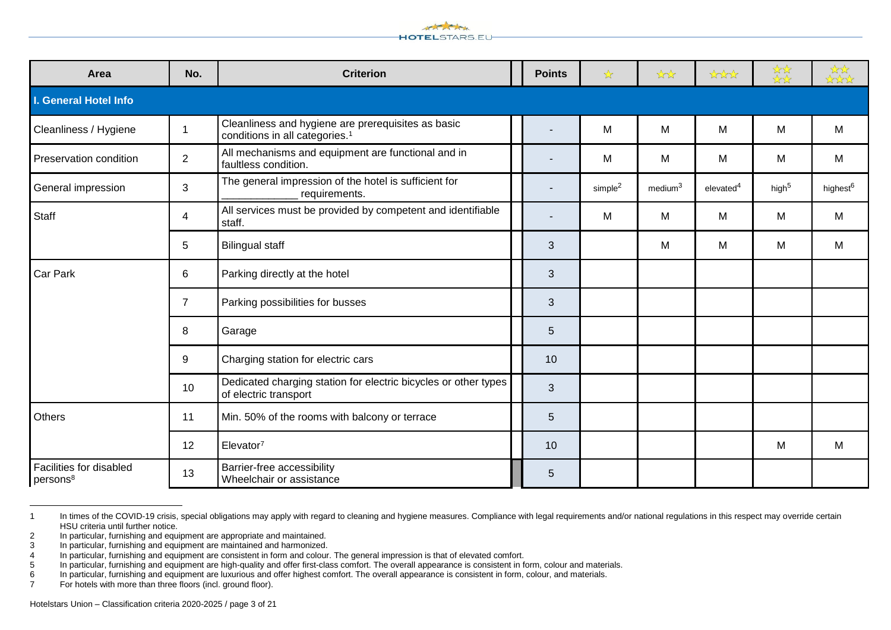| Area | No. | Criterion | Points | ★ | ★★ | ★★★ | ★★★★ | ★★★★★ |
|---|---|---|---|---|---|---|---|---|
| **I. General Hotel Info** | | | | | | | | |
| Cleanliness / Hygiene | 1 | Cleanliness and hygiene are prerequisites as basic conditions in all categories.[1] | - | M | M | M | M | M |
| Preservation condition | 2 | All mechanisms and equipment are functional and in faultless condition. | - | M | M | M | M | M |
| General impression | 3 | The general impression of the hotel is sufficient for _____________ requirements. | - | simple[2] | medium[3] | elevated[4] | high[5] | highest[6] |
| Staff | 4 | All services must be provided by competent and identifiable staff. | - | M | M | M | M | M |
| | 5 | Bilingual staff | 3 | | M | M | M | M |
| Car Park | 6 | Parking directly at the hotel | 3 | | | | | |
| | 7 | Parking possibilities for busses | 3 | | | | | |
| | 8 | Garage | 5 | | | | | |
| | 9 | Charging station for electric cars | 10 | | | | | |
| | 10 | Dedicated charging station for electric bicycles or other types of electric transport | 3 | | | | | |
| Others | 11 | Min. 50% of the rooms with balcony or terrace | 5 | | | | | |
| | 12 | Elevator[7] | 10 | | | | M | M |
| Facilities for disabled persons[8] | 13 | Barrier-free accessibility Wheelchair or assistance | 5 | | | | | |

1 In times of the COVID-19 crisis, special obligations may apply with regard to cleaning and hygiene measures. Compliance with legal requirements and/or national regulations in this respect may override certain HSU criteria until further notice.

2 In particular, furnishing and equipment are appropriate and maintained.

3 In particular, furnishing and equipment are maintained and harmonized.

4 In particular, furnishing and equipment are consistent in form and colour. The general impression is that of elevated comfort.

5 In particular, furnishing and equipment are high-quality and offer first-class comfort. The overall appearance is consistent in form, colour and materials.

6 In particular, furnishing and equipment are luxurious and offer highest comfort. The overall appearance is consistent in form, colour, and materials.

7 For hotels with more than three floors (incl. ground floor).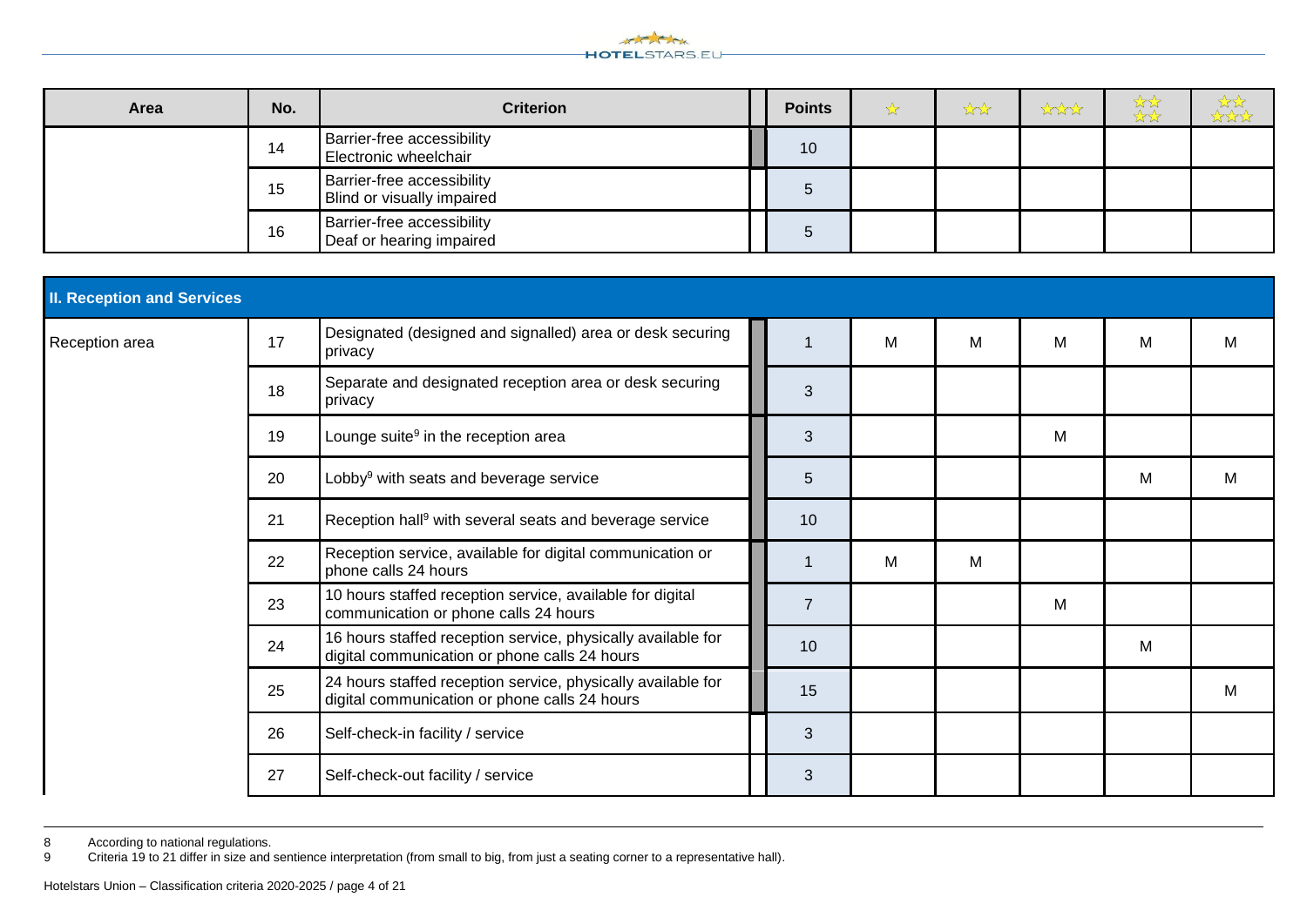| Area | No. | Criterion | Points | ★ | ★★ | ★★★ | ★★★★ | ★★★★★ |
|---|---|---|---|---|---|---|---|---|
| | 14 | Barrier-free accessibility<br>Electronic wheelchair | 10 | | | | | |
| | 15 | Barrier-free accessibility<br>Blind or visually impaired | 5 | | | | | |
| | 16 | Barrier-free accessibility<br>Deaf or hearing impaired | 5 | | | | | |

**II. Reception and Services**

| Area | No. | Criterion | Points | ★ | ★★ | ★★★ | ★★★★ | ★★★★★ |
|---|---|---|---|---|---|---|---|---|
| Reception area | 17 | Designated (designed and signalled) area or desk securing privacy | 1 | M | M | M | M | M |
| | 18 | Separate and designated reception area or desk securing privacy | 3 | | | | | |
| | 19 | Lounge suite[9] in the reception area | 3 | | | M | | |
| | 20 | Lobby[9] with seats and beverage service | 5 | | | | M | M |
| | 21 | Reception hall[9] with several seats and beverage service | 10 | | | | | |
| | 22 | Reception service, available for digital communication or phone calls 24 hours | 1 | M | M | | | |
| | 23 | 10 hours staffed reception service, available for digital communication or phone calls 24 hours | 7 | | | M | | |
| | 24 | 16 hours staffed reception service, physically available for digital communication or phone calls 24 hours | 10 | | | | M | |
| | 25 | 24 hours staffed reception service, physically available for digital communication or phone calls 24 hours | 15 | | | | | M |
| | 26 | Self-check-in facility / service | 3 | | | | | |
| | 27 | Self-check-out facility / service | 3 | | | | | |

8 According to national regulations.

9 Criteria 19 to 21 differ in size and sentience interpretation (from small to big, from just a seating corner to a representative hall).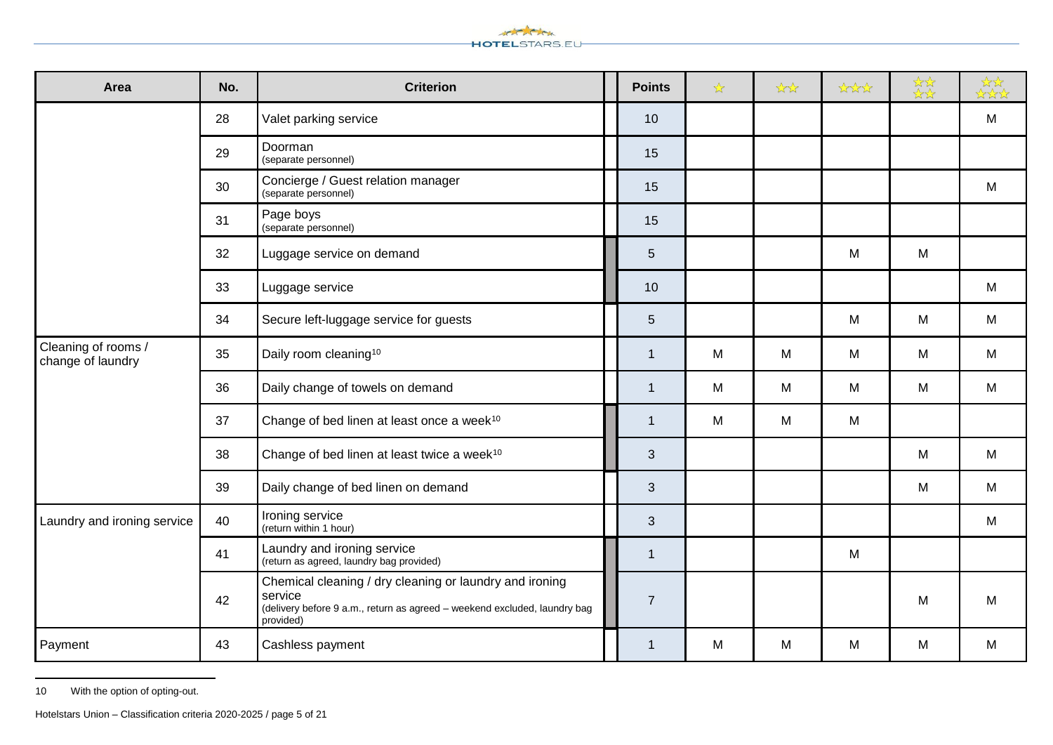| Area | No. | Criterion | Points | ☆ | ☆☆ | ☆☆☆ | ☆☆☆☆ | ☆☆☆☆☆ |
|---|---|---|---|---|---|---|---|---|
| | 28 | Valet parking service | 10 | | | | | M |
| | 29 | Doorman (separate personnel) | 15 | | | | | |
| | 30 | Concierge / Guest relation manager (separate personnel) | 15 | | | | | M |
| | 31 | Page boys (separate personnel) | 15 | | | | | |
| | 32 | Luggage service on demand | 5 | | | M | M | |
| | 33 | Luggage service | 10 | | | | | M |
| | 34 | Secure left-luggage service for guests | 5 | | | M | M | M |
| Cleaning of rooms / change of laundry | 35 | Daily room cleaning[10] | 1 | M | M | M | M | M |
| | 36 | Daily change of towels on demand | 1 | M | M | M | M | M |
| | 37 | Change of bed linen at least once a week[10] | 1 | M | M | M | | |
| | 38 | Change of bed linen at least twice a week[10] | 3 | | | | M | M |
| | 39 | Daily change of bed linen on demand | 3 | | | | M | M |
| Laundry and ironing service | 40 | Ironing service (return within 1 hour) | 3 | | | | | M |
| | 41 | Laundry and ironing service (return as agreed, laundry bag provided) | 1 | | | M | | |
| | 42 | Chemical cleaning / dry cleaning or laundry and ironing service (delivery before 9 a.m., return as agreed – weekend excluded, laundry bag provided) | 7 | | | | M | M |
| Payment | 43 | Cashless payment | 1 | M | M | M | M | M |

10 With the option of opting-out.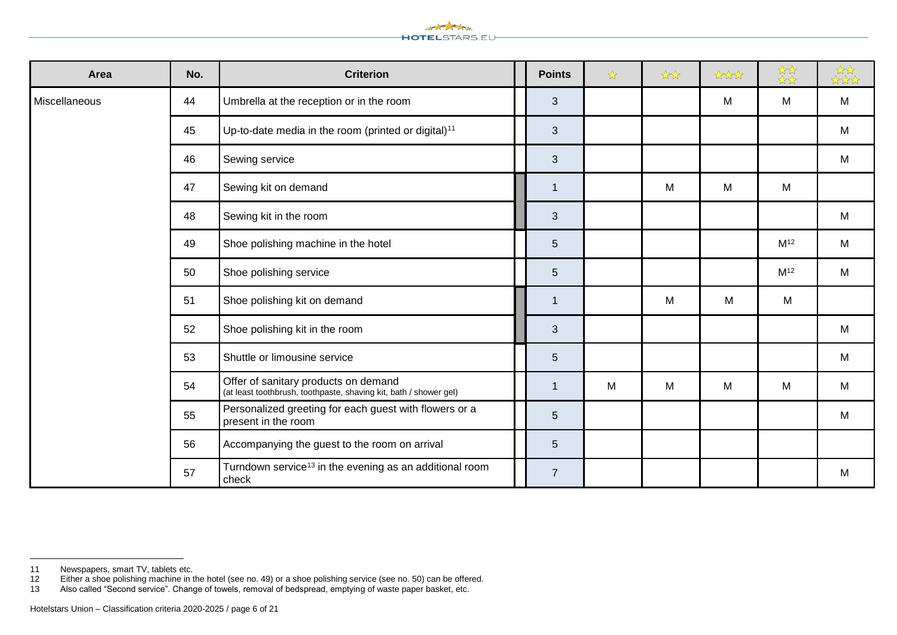| Area | No. | Criterion | Points | ★ | ★★ | ★★★ | ★★★★ | ★★★★★ |
|---|---|---|---|---|---|---|---|---|
| Miscellaneous | 44 | Umbrella at the reception or in the room | 3 | | | M | M | M |
| | 45 | Up-to-date media in the room (printed or digital)[11] | 3 | | | | | M |
| | 46 | Sewing service | 3 | | | | | M |
| | 47 | Sewing kit on demand | 1 | | M | M | M | |
| | 48 | Sewing kit in the room | 3 | | | | | M |
| | 49 | Shoe polishing machine in the hotel | 5 | | | | M[12] | M |
| | 50 | Shoe polishing service | 5 | | | | M[12] | M |
| | 51 | Shoe polishing kit on demand | 1 | | M | M | M | |
| | 52 | Shoe polishing kit in the room | 3 | | | | | M |
| | 53 | Shuttle or limousine service | 5 | | | | | M |
| | 54 | Offer of sanitary products on demand (at least toothbrush, toothpaste, shaving kit, bath / shower gel) | 1 | M | M | M | M | M |
| | 55 | Personalized greeting for each guest with flowers or a present in the room | 5 | | | | | M |
| | 56 | Accompanying the guest to the room on arrival | 5 | | | | | |
| | 57 | Turndown service[13] in the evening as an additional room check | 7 | | | | | M |

11 Newspapers, smart TV, tablets etc.
12 Either a shoe polishing machine in the hotel (see no. 49) or a shoe polishing service (see no. 50) can be offered.
13 Also called "Second service". Change of towels, removal of bedspread, emptying of waste paper basket, etc.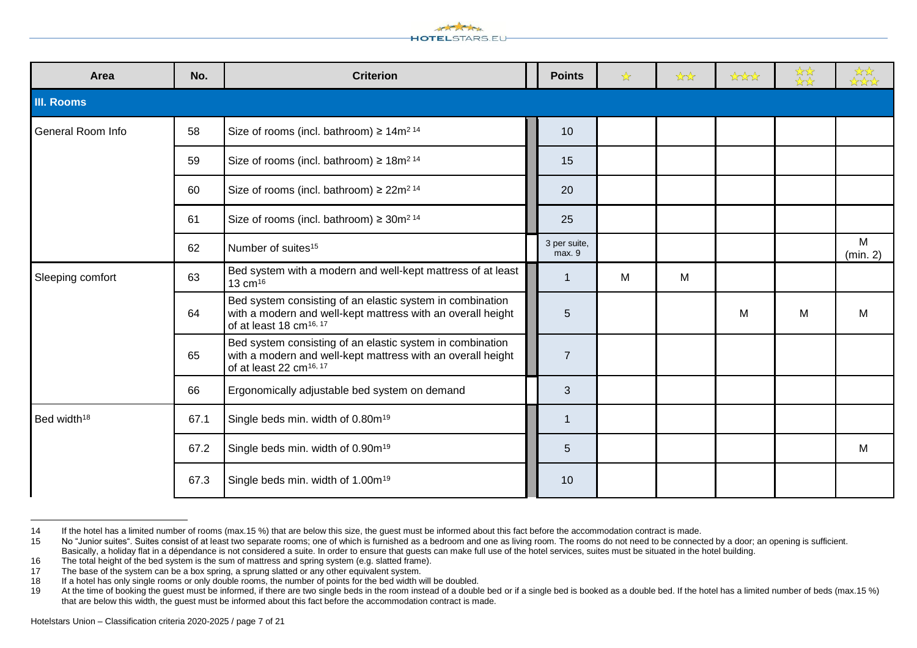| Area | No. | Criterion | Points | ★ | ★★ | ★★★ | ★★★★ | ★★★★★ |
|---|---|---|---|---|---|---|---|---|
| **III. Rooms** | | | | | | | | |
| General Room Info | 58 | Size of rooms (incl. bathroom) ≥ $14m^2$ [14] | 10 | | | | | |
| | 59 | Size of rooms (incl. bathroom) ≥ $18m^2$ [14] | 15 | | | | | |
| | 60 | Size of rooms (incl. bathroom) ≥ $22m^2$ [14] | 20 | | | | | |
| | 61 | Size of rooms (incl. bathroom) ≥ $30m^2$ [14] | 25 | | | | | |
| | 62 | Number of suites[15] | 3 per suite, max. 9 | | | | | M (min. 2) |
| Sleeping comfort | 63 | Bed system with a modern and well-kept mattress of at least 13 cm[16] | 1 | M | M | | | |
| | 64 | Bed system consisting of an elastic system in combination with a modern and well-kept mattress with an overall height of at least 18 cm[16, 17] | 5 | | | M | M | M |
| | 65 | Bed system consisting of an elastic system in combination with a modern and well-kept mattress with an overall height of at least 22 cm[16, 17] | 7 | | | | | |
| | 66 | Ergonomically adjustable bed system on demand | 3 | | | | | |
| Bed width[18] | 67.1 | Single beds min. width of 0.80m[19] | 1 | | | | | |
| | 67.2 | Single beds min. width of 0.90m[19] | 5 | | | | | M |
| | 67.3 | Single beds min. width of 1.00m[19] | 10 | | | | | |

14 If the hotel has a limited number of rooms (max.15 %) that are below this size, the guest must be informed about this fact before the accommodation contract is made.

15 No "Junior suites". Suites consist of at least two separate rooms; one of which is furnished as a bedroom and one as living room. The rooms do not need to be connected by a door; an opening is sufficient. Basically, a holiday flat in a dépendance is not considered a suite. In order to ensure that guests can make full use of the hotel services, suites must be situated in the hotel building.

16 The total height of the bed system is the sum of mattress and spring system (e.g. slatted frame).

17 The base of the system can be a box spring, a sprung slatted or any other equivalent system.

18 If a hotel has only single rooms or only double rooms, the number of points for the bed width will be doubled.

19 At the time of booking the guest must be informed, if there are two single beds in the room instead of a double bed or if a single bed is booked as a double bed. If the hotel has a limited number of beds (max.15 %) that are below this width, the guest must be informed about this fact before the accommodation contract is made.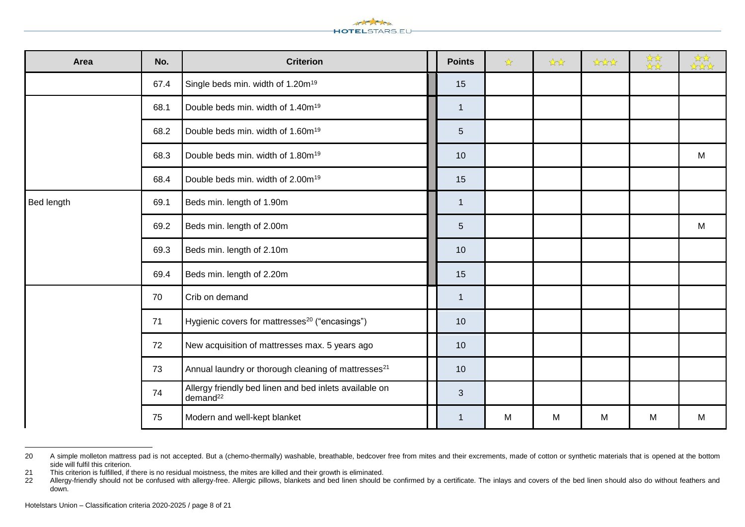| Area | No. | Criterion | | Points | ★ | ★★ | ★★★ | ★★★★ | ★★★★★ |
|---|---|---|---|---|---|---|---|---|---|
| | 67.4 | Single beds min. width of 1.20m[19] | | 15 | | | | | |
| | 68.1 | Double beds min. width of 1.40m[19] | | 1 | | | | | |
| | 68.2 | Double beds min. width of 1.60m[19] | | 5 | | | | | |
| | 68.3 | Double beds min. width of 1.80m[19] | | 10 | | | | | M |
| | 68.4 | Double beds min. width of 2.00m[19] | | 15 | | | | | |
| Bed length | 69.1 | Beds min. length of 1.90m | | 1 | | | | | |
| | 69.2 | Beds min. length of 2.00m | | 5 | | | | | M |
| | 69.3 | Beds min. length of 2.10m | | 10 | | | | | |
| | 69.4 | Beds min. length of 2.20m | | 15 | | | | | |
| | 70 | Crib on demand | | 1 | | | | | |
| | 71 | Hygienic covers for mattresses[20] ("encasings") | | 10 | | | | | |
| | 72 | New acquisition of mattresses max. 5 years ago | | 10 | | | | | |
| | 73 | Annual laundry or thorough cleaning of mattresses[21] | | 10 | | | | | |
| | 74 | Allergy friendly bed linen and bed inlets available on demand[22] | | 3 | | | | | |
| | 75 | Modern and well-kept blanket | | 1 | M | M | M | M | M |

20 A simple molleton mattress pad is not accepted. But a (chemo-thermally) washable, breathable, bedcover free from mites and their excrements, made of cotton or synthetic materials that is opened at the bottom side will fulfil this criterion.

21 This criterion is fulfilled, if there is no residual moistness, the mites are killed and their growth is eliminated.

22 Allergy-friendly should not be confused with allergy-free. Allergic pillows, blankets and bed linen should be confirmed by a certificate. The inlays and covers of the bed linen should also do without feathers and down.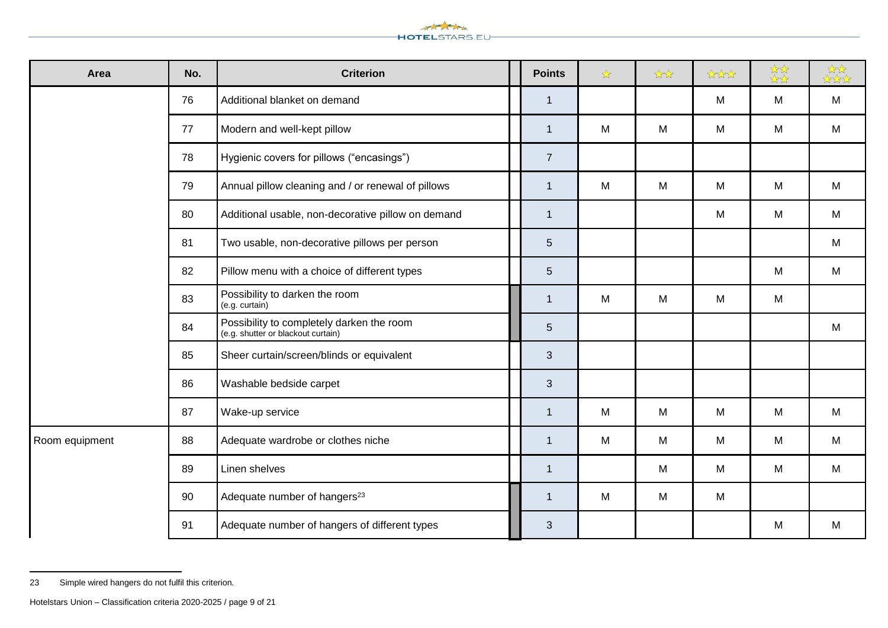| Area | No. | Criterion | Points | ★ | ★★ | ★★★ | ★★★★ | ★★★★★ |
|---|---|---|---|---|---|---|---|---|
| | 76 | Additional blanket on demand | 1 | | | M | M | M |
| | 77 | Modern and well-kept pillow | 1 | M | M | M | M | M |
| | 78 | Hygienic covers for pillows (“encasings”) | 7 | | | | | |
| | 79 | Annual pillow cleaning and / or renewal of pillows | 1 | M | M | M | M | M |
| | 80 | Additional usable, non-decorative pillow on demand | 1 | | | M | M | M |
| | 81 | Two usable, non-decorative pillows per person | 5 | | | | | M |
| | 82 | Pillow menu with a choice of different types | 5 | | | | M | M |
| | 83 | Possibility to darken the room (e.g. curtain) | 1 | M | M | M | M | |
| | 84 | Possibility to completely darken the room (e.g. shutter or blackout curtain) | 5 | | | | | M |
| | 85 | Sheer curtain/screen/blinds or equivalent | 3 | | | | | |
| | 86 | Washable bedside carpet | 3 | | | | | |
| | 87 | Wake-up service | 1 | M | M | M | M | M |
| Room equipment | 88 | Adequate wardrobe or clothes niche | 1 | M | M | M | M | M |
| | 89 | Linen shelves | 1 | | M | M | M | M |
| | 90 | Adequate number of hangers[23] | 1 | M | M | M | | |
| | 91 | Adequate number of hangers of different types | 3 | | | | M | M |

23 Simple wired hangers do not fulfil this criterion.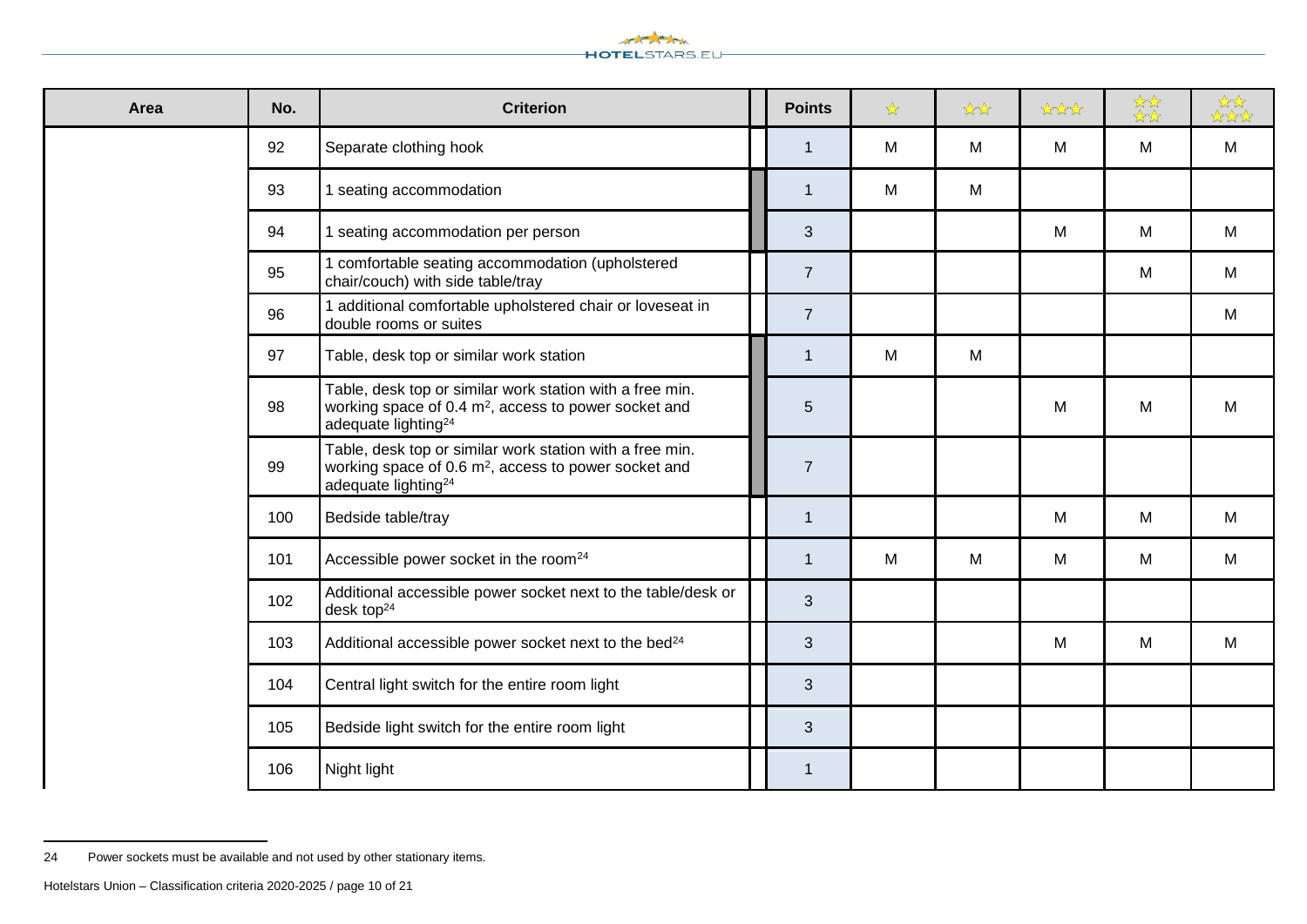| Area | No. | Criterion | Points | ★ | ★★ | ★★★ | ★★★★ | ★★★★★ |
|---|---|---|---|---|---|---|---|---|
| | 92 | Separate clothing hook | 1 | M | M | M | M | M |
| | 93 | 1 seating accommodation | 1 | M | M | | | |
| | 94 | 1 seating accommodation per person | 3 | | | M | M | M |
| | 95 | 1 comfortable seating accommodation (upholstered chair/couch) with side table/tray | 7 | | | | M | M |
| | 96 | 1 additional comfortable upholstered chair or loveseat in double rooms or suites | 7 | | | | | M |
| | 97 | Table, desk top or similar work station | 1 | M | M | | | |
| | 98 | Table, desk top or similar work station with a free min. working space of 0.4 m², access to power socket and adequate lighting[24] | 5 | | | M | M | M |
| | 99 | Table, desk top or similar work station with a free min. working space of 0.6 m², access to power socket and adequate lighting[24] | 7 | | | | | |
| | 100 | Bedside table/tray | 1 | | | M | M | M |
| | 101 | Accessible power socket in the room[24] | 1 | M | M | M | M | M |
| | 102 | Additional accessible power socket next to the table/desk or desk top[24] | 3 | | | | | |
| | 103 | Additional accessible power socket next to the bed[24] | 3 | | | M | M | M |
| | 104 | Central light switch for the entire room light | 3 | | | | | |
| | 105 | Bedside light switch for the entire room light | 3 | | | | | |
| | 106 | Night light | 1 | | | | | |

24 Power sockets must be available and not used by other stationary items.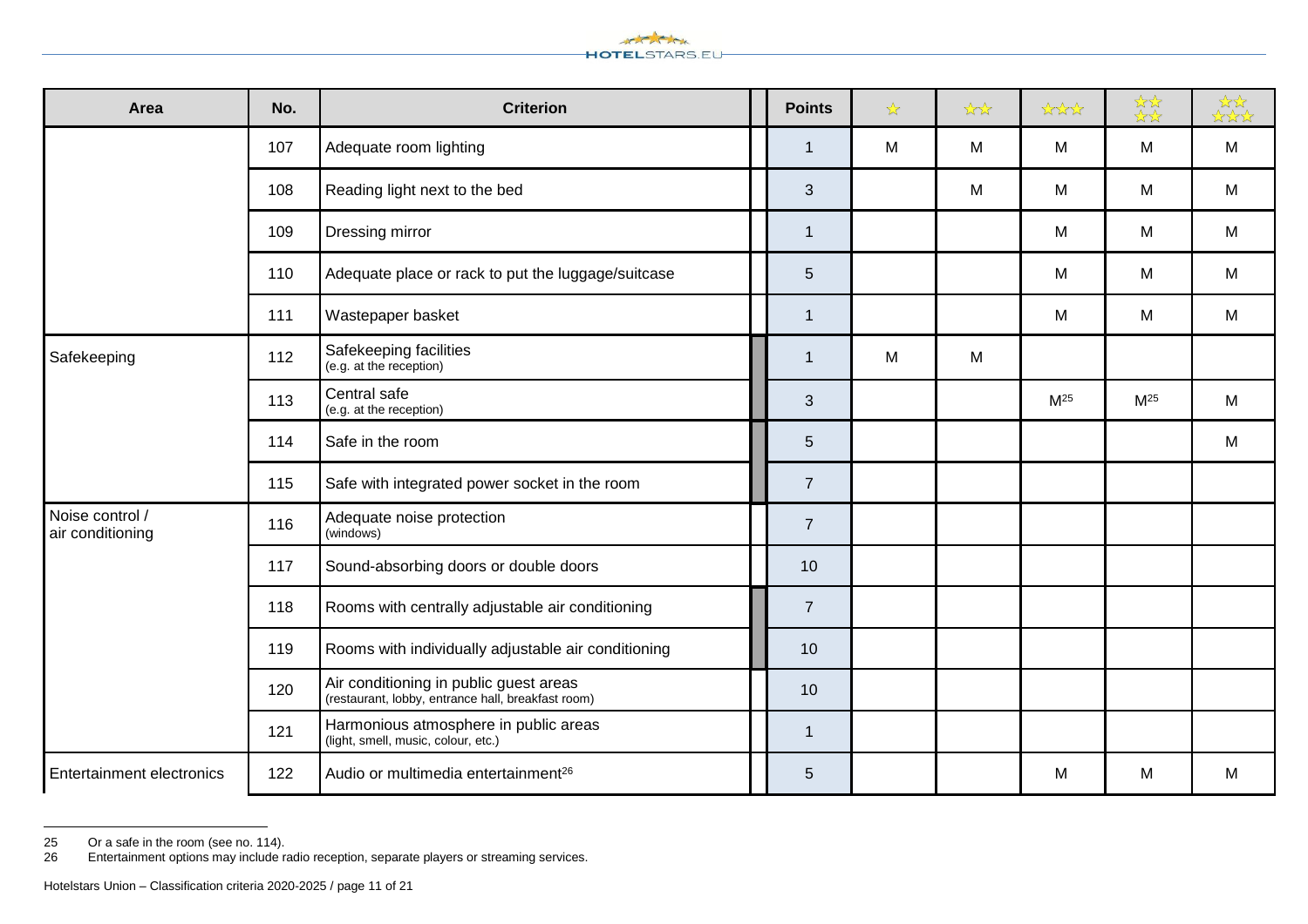| Area | No. | Criterion | Points | ★ | ★★ | ★★★ | ★★★★ | ★★★★★ |
|---|---|---|---|---|---|---|---|---|
| | 107 | Adequate room lighting | 1 | M | M | M | M | M |
| | 108 | Reading light next to the bed | 3 | | M | M | M | M |
| | 109 | Dressing mirror | 1 | | | M | M | M |
| | 110 | Adequate place or rack to put the luggage/suitcase | 5 | | | M | M | M |
| | 111 | Wastepaper basket | 1 | | | M | M | M |
| Safekeeping | 112 | Safekeeping facilities (e.g. at the reception) | 1 | M | M | | | |
| | 113 | Central safe (e.g. at the reception) | 3 | | | M[25] | M[25] | M |
| | 114 | Safe in the room | 5 | | | | | M |
| | 115 | Safe with integrated power socket in the room | 7 | | | | | |
| Noise control / air conditioning | 116 | Adequate noise protection (windows) | 7 | | | | | |
| | 117 | Sound-absorbing doors or double doors | 10 | | | | | |
| | 118 | Rooms with centrally adjustable air conditioning | 7 | | | | | |
| | 119 | Rooms with individually adjustable air conditioning | 10 | | | | | |
| | 120 | Air conditioning in public guest areas (restaurant, lobby, entrance hall, breakfast room) | 10 | | | | | |
| | 121 | Harmonious atmosphere in public areas (light, smell, music, colour, etc.) | 1 | | | | | |
| Entertainment electronics | 122 | Audio or multimedia entertainment[26] | 5 | | | M | M | M |

25 Or a safe in the room (see no. 114).
26 Entertainment options may include radio reception, separate players or streaming services.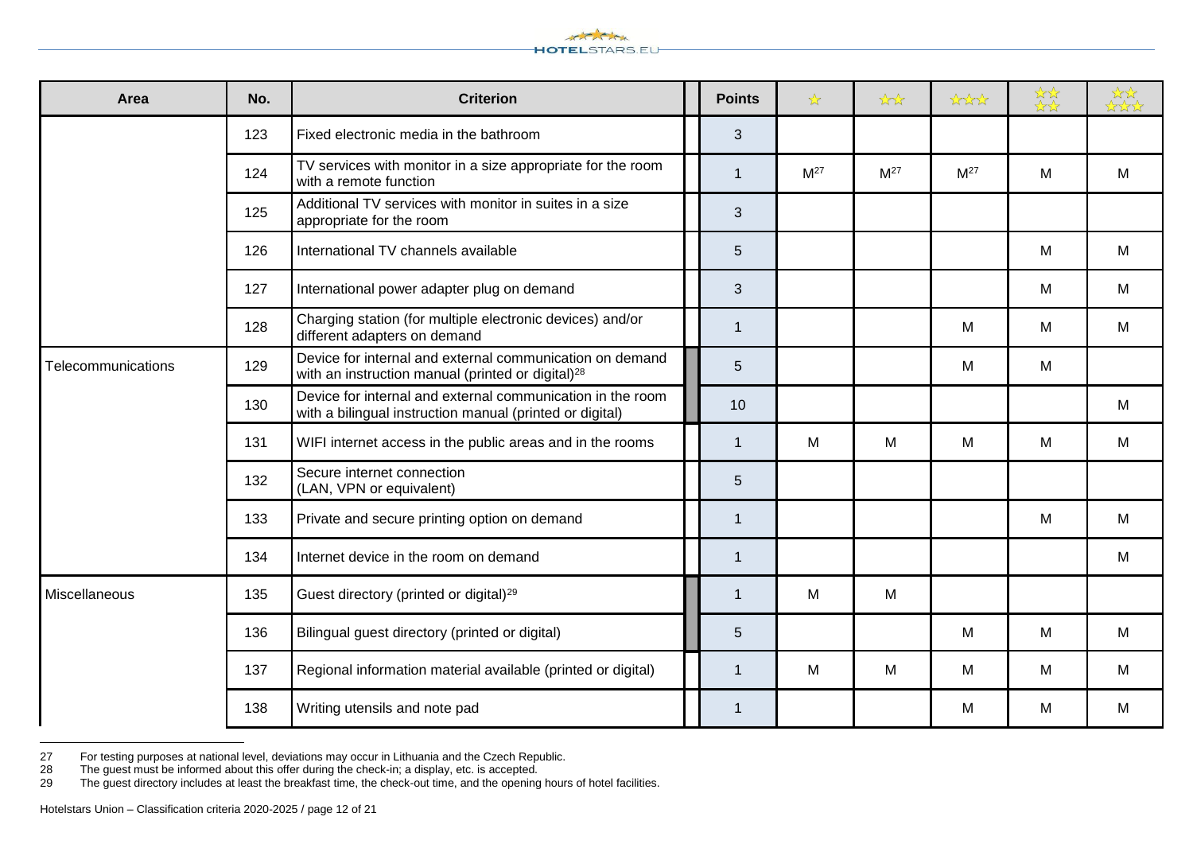| Area | No. | Criterion | Points | ★ | ★★ | ★★★ | ★★★★ | ★★★★★ |
|---|---|---|---|---|---|---|---|---|
| | 123 | Fixed electronic media in the bathroom | 3 | | | | | |
| | 124 | TV services with monitor in a size appropriate for the room with a remote function | 1 | M[27] | M[27] | M[27] | M | M |
| | 125 | Additional TV services with monitor in suites in a size appropriate for the room | 3 | | | | | |
| | 126 | International TV channels available | 5 | | | | M | M |
| | 127 | International power adapter plug on demand | 3 | | | | M | M |
| | 128 | Charging station (for multiple electronic devices) and/or different adapters on demand | 1 | | | M | M | M |
| Telecommunications | 129 | Device for internal and external communication on demand with an instruction manual (printed or digital)[28] | 5 | | | M | M | |
| | 130 | Device for internal and external communication in the room with a bilingual instruction manual (printed or digital) | 10 | | | | | M |
| | 131 | WIFI internet access in the public areas and in the rooms | 1 | M | M | M | M | M |
| | 132 | Secure internet connection (LAN, VPN or equivalent) | 5 | | | | | |
| | 133 | Private and secure printing option on demand | 1 | | | | M | M |
| | 134 | Internet device in the room on demand | 1 | | | | | M |
| Miscellaneous | 135 | Guest directory (printed or digital)[29] | 1 | M | M | | | |
| | 136 | Bilingual guest directory (printed or digital) | 5 | | | M | M | M |
| | 137 | Regional information material available (printed or digital) | 1 | M | M | M | M | M |
| | 138 | Writing utensils and note pad | 1 | | | M | M | M |

27 For testing purposes at national level, deviations may occur in Lithuania and the Czech Republic.
28 The guest must be informed about this offer during the check-in; a display, etc. is accepted.
29 The guest directory includes at least the breakfast time, the check-out time, and the opening hours of hotel facilities.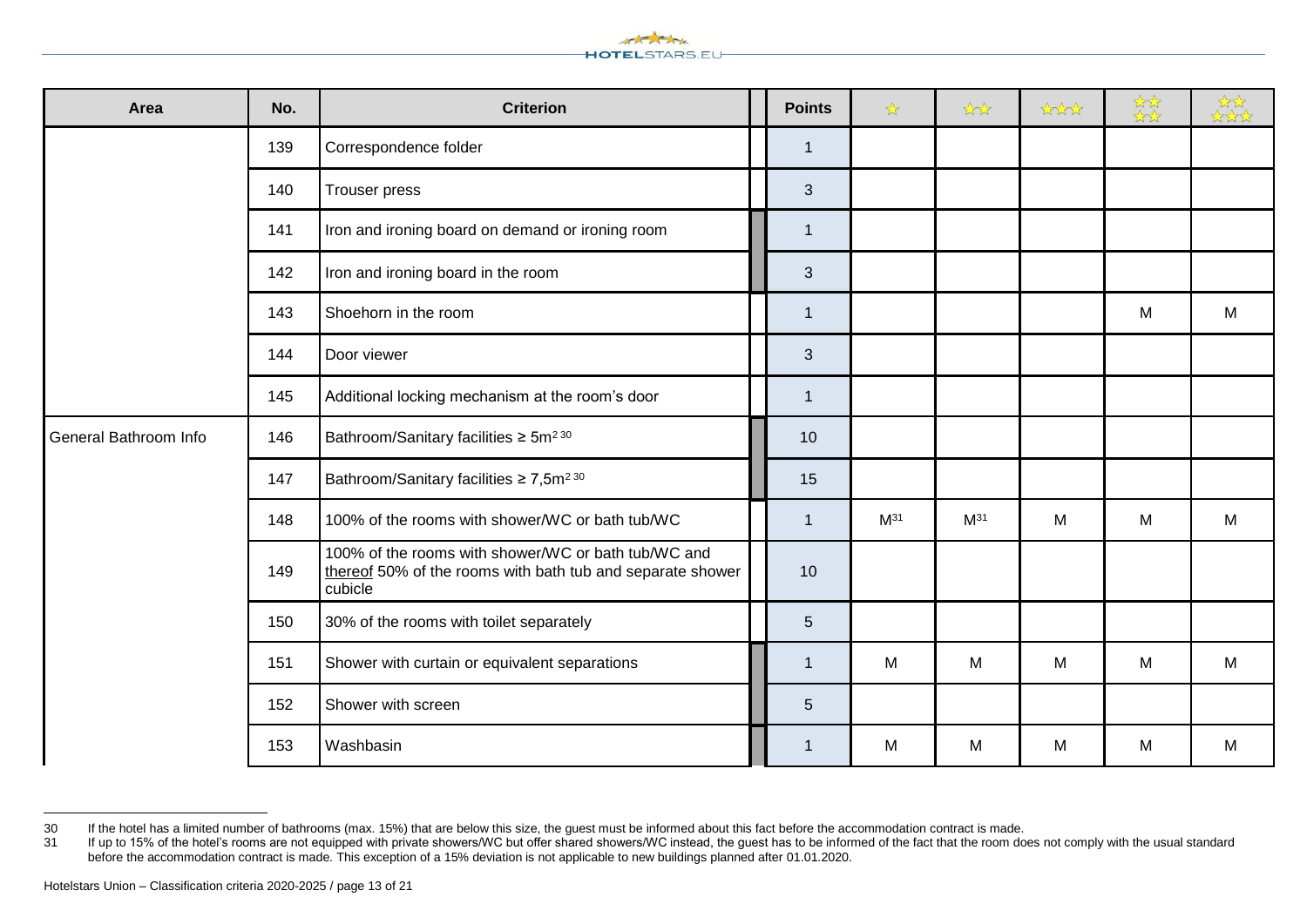| Area | No. | Criterion | | Points | ★ | ★★ | ★★★ | ★★★★ | ★★★★★ |
|---|---|---|---|---|---|---|---|---|---|
| | 139 | Correspondence folder | | 1 | | | | | |
| | 140 | Trouser press | | 3 | | | | | |
| | 141 | Iron and ironing board on demand or ironing room | | 1 | | | | | |
| | 142 | Iron and ironing board in the room | | 3 | | | | | |
| | 143 | Shoehorn in the room | | 1 | | | | M | M |
| | 144 | Door viewer | | 3 | | | | | |
| | 145 | Additional locking mechanism at the room's door | | 1 | | | | | |
| General Bathroom Info | 146 | Bathroom/Sanitary facilities ≥ 5m² [30] | | 10 | | | | | |
| | 147 | Bathroom/Sanitary facilities ≥ 7,5m² [30] | | 15 | | | | | |
| | 148 | 100% of the rooms with shower/WC or bath tub/WC | | 1 | M[31] | M[31] | M | M | M |
| | 149 | 100% of the rooms with shower/WC or bath tub/WC and thereof 50% of the rooms with bath tub and separate shower cubicle | | 10 | | | | | |
| | 150 | 30% of the rooms with toilet separately | | 5 | | | | | |
| | 151 | Shower with curtain or equivalent separations | | 1 | M | M | M | M | M |
| | 152 | Shower with screen | | 5 | | | | | |
| | 153 | Washbasin | | 1 | M | M | M | M | M |

[30] If the hotel has a limited number of bathrooms (max. 15%) that are below this size, the guest must be informed about this fact before the accommodation contract is made.

[31] If up to 15% of the hotel's rooms are not equipped with private showers/WC but offer shared showers/WC instead, the guest has to be informed of the fact that the room does not comply with the usual standard before the accommodation contract is made. This exception of a 15% deviation is not applicable to new buildings planned after 01.01.2020.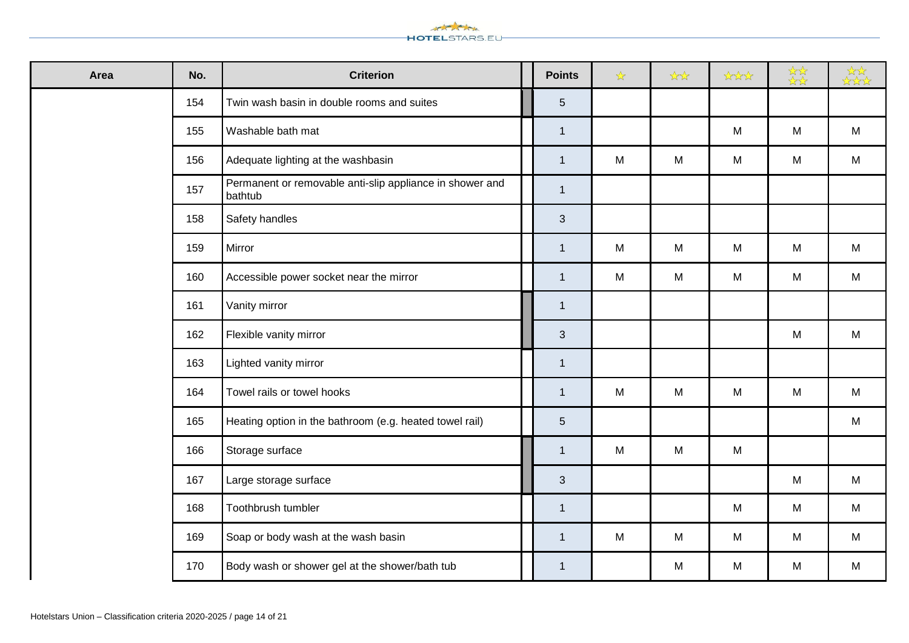| Area | No. | Criterion | | Points | ★ | ★★ | ★★★ | ★★★★ | ★★★★★ |
|---|---|---|---|---|---|---|---|---|---|
| | 154 | Twin wash basin in double rooms and suites | | 5 | | | | | |
| | 155 | Washable bath mat | | 1 | | | M | M | M |
| | 156 | Adequate lighting at the washbasin | | 1 | M | M | M | M | M |
| | 157 | Permanent or removable anti-slip appliance in shower and bathtub | | 1 | | | | | |
| | 158 | Safety handles | | 3 | | | | | |
| | 159 | Mirror | | 1 | M | M | M | M | M |
| | 160 | Accessible power socket near the mirror | | 1 | M | M | M | M | M |
| | 161 | Vanity mirror | | 1 | | | | | |
| | 162 | Flexible vanity mirror | | 3 | | | | M | M |
| | 163 | Lighted vanity mirror | | 1 | | | | | |
| | 164 | Towel rails or towel hooks | | 1 | M | M | M | M | M |
| | 165 | Heating option in the bathroom (e.g. heated towel rail) | | 5 | | | | | M |
| | 166 | Storage surface | | 1 | M | M | M | | |
| | 167 | Large storage surface | | 3 | | | | M | M |
| | 168 | Toothbrush tumbler | | 1 | | | M | M | M |
| | 169 | Soap or body wash at the wash basin | | 1 | M | M | M | M | M |
| | 170 | Body wash or shower gel at the shower/bath tub | | 1 | | M | M | M | M |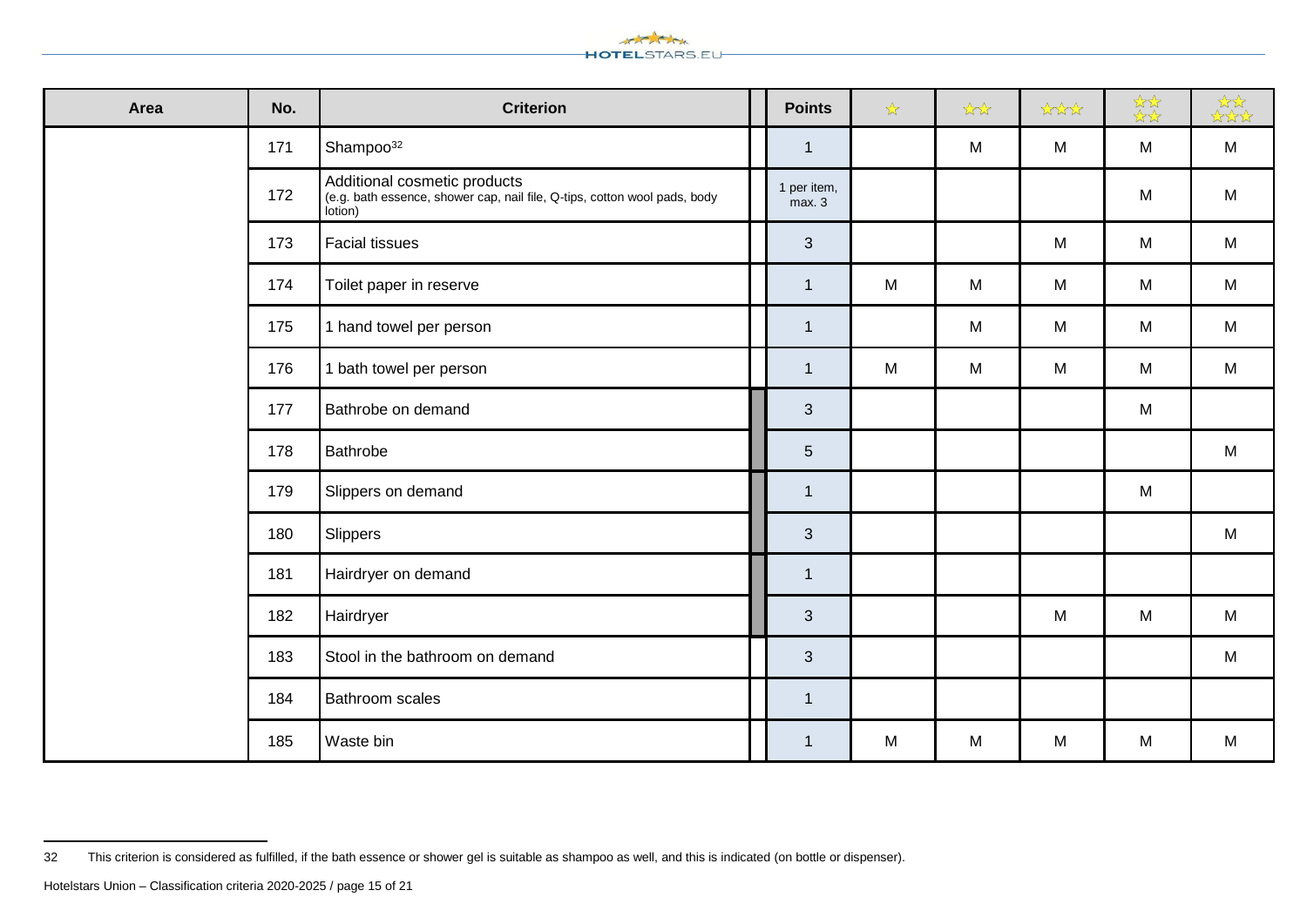| Area | No. | Criterion | | Points | ☆ | ☆☆ | ☆☆☆ | ☆☆☆☆ | ☆☆☆☆☆ |
|---|---|---|---|---|---|---|---|---|---|
| | 171 | Shampoo[32] | | 1 | | M | M | M | M |
| | 172 | Additional cosmetic products (e.g. bath essence, shower cap, nail file, Q-tips, cotton wool pads, body lotion) | | 1 per item, max. 3 | | | | M | M |
| | 173 | Facial tissues | | 3 | | | M | M | M |
| | 174 | Toilet paper in reserve | | 1 | M | M | M | M | M |
| | 175 | 1 hand towel per person | | 1 | | M | M | M | M |
| | 176 | 1 bath towel per person | | 1 | M | M | M | M | M |
| | 177 | Bathrobe on demand | | 3 | | | | M | |
| | 178 | Bathrobe | | 5 | | | | | M |
| | 179 | Slippers on demand | | 1 | | | | M | |
| | 180 | Slippers | | 3 | | | | | M |
| | 181 | Hairdryer on demand | | 1 | | | | | |
| | 182 | Hairdryer | | 3 | | | M | M | M |
| | 183 | Stool in the bathroom on demand | | 3 | | | | | M |
| | 184 | Bathroom scales | | 1 | | | | | |
| | 185 | Waste bin | | 1 | M | M | M | M | M |

32 This criterion is considered as fulfilled, if the bath essence or shower gel is suitable as shampoo as well, and this is indicated (on bottle or dispenser).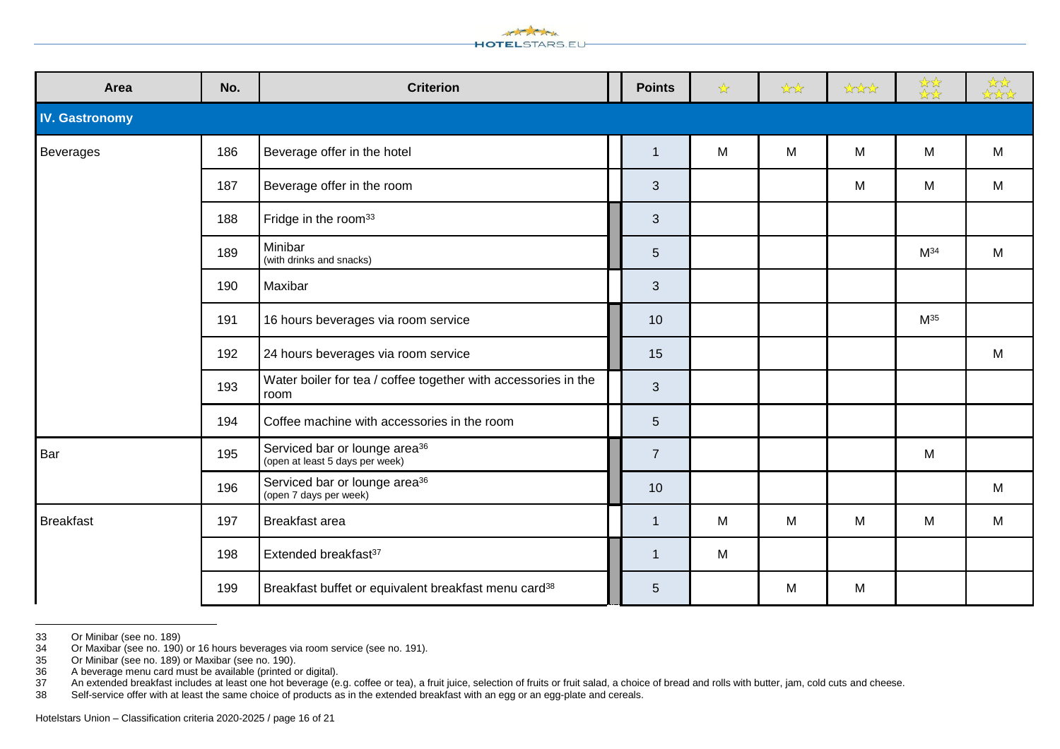| Area | No. | Criterion | Points | ★ | ★★ | ★★★ | ★★★★ | ★★★★★ |
|---|---|---|---|---|---|---|---|---|
| **IV. Gastronomy** | | | | | | | | |
| Beverages | 186 | Beverage offer in the hotel | 1 | M | M | M | M | M |
| | 187 | Beverage offer in the room | 3 | | | M | M | M |
| | 188 | Fridge in the room[33] | 3 | | | | | |
| | 189 | Minibar (with drinks and snacks) | 5 | | | | M[34] | M |
| | 190 | Maxibar | 3 | | | | | |
| | 191 | 16 hours beverages via room service | 10 | | | | M[35] | |
| | 192 | 24 hours beverages via room service | 15 | | | | | M |
| | 193 | Water boiler for tea / coffee together with accessories in the room | 3 | | | | | |
| | 194 | Coffee machine with accessories in the room | 5 | | | | | |
| Bar | 195 | Serviced bar or lounge area[36] (open at least 5 days per week) | 7 | | | | M | |
| | 196 | Serviced bar or lounge area[36] (open 7 days per week) | 10 | | | | | M |
| Breakfast | 197 | Breakfast area | 1 | M | M | M | M | M |
| | 198 | Extended breakfast[37] | 1 | M | | | | |
| | 199 | Breakfast buffet or equivalent breakfast menu card[38] | 5 | | M | M | | |

33 Or Minibar (see no. 189)
34 Or Maxibar (see no. 190) or 16 hours beverages via room service (see no. 191).
35 Or Minibar (see no. 189) or Maxibar (see no. 190).
36 A beverage menu card must be available (printed or digital).
37 An extended breakfast includes at least one hot beverage (e.g. coffee or tea), a fruit juice, selection of fruits or fruit salad, a choice of bread and rolls with butter, jam, cold cuts and cheese.
38 Self-service offer with at least the same choice of products as in the extended breakfast with an egg or an egg-plate and cereals.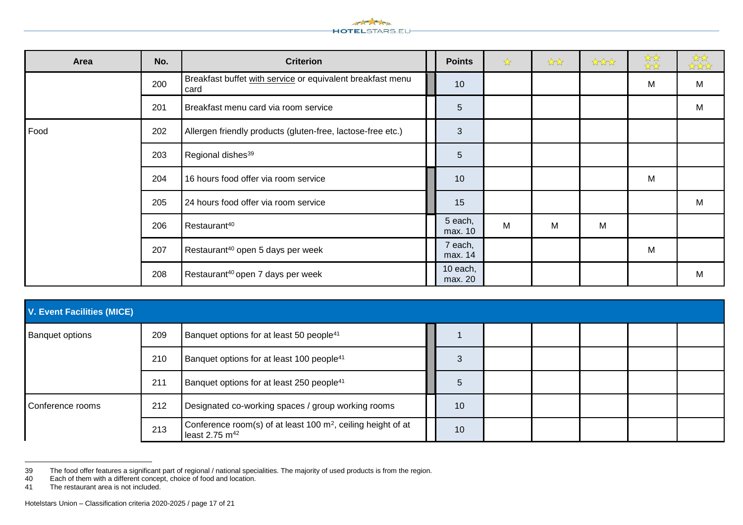| Area | No. | Criterion | Points | ★ | ★★ | ★★★ | ★★★★ | ★★★★★ |
|---|---|---|---|---|---|---|---|---|
| | 200 | Breakfast buffet with service or equivalent breakfast menu card | 10 | | | | M | M |
| | 201 | Breakfast menu card via room service | 5 | | | | | M |
| Food | 202 | Allergen friendly products (gluten-free, lactose-free etc.) | 3 | | | | | |
| | 203 | Regional dishes[39] | 5 | | | | | |
| | 204 | 16 hours food offer via room service | 10 | | | | M | |
| | 205 | 24 hours food offer via room service | 15 | | | | | M |
| | 206 | Restaurant[40] | 5 each, max. 10 | M | M | M | | |
| | 207 | Restaurant[40] open 5 days per week | 7 each, max. 14 | | | | M | |
| | 208 | Restaurant[40] open 7 days per week | 10 each, max. 20 | | | | | M |

| **V. Event Facilities (MICE)** | | | | | | | | |
|---|---|---|---|---|---|---|---|---|
| Banquet options | 209 | Banquet options for at least 50 people[41] | 1 | | | | | |
| | 210 | Banquet options for at least 100 people[41] | 3 | | | | | |
| | 211 | Banquet options for at least 250 people[41] | 5 | | | | | |
| Conference rooms | 212 | Designated co-working spaces / group working rooms | 10 | | | | | |
| | 213 | Conference room(s) of at least 100 $m^2$, ceiling height of at least 2.75 m[42] | 10 | | | | | |

39 The food offer features a significant part of regional / national specialities. The majority of used products is from the region.

40 Each of them with a different concept, choice of food and location.

41 The restaurant area is not included.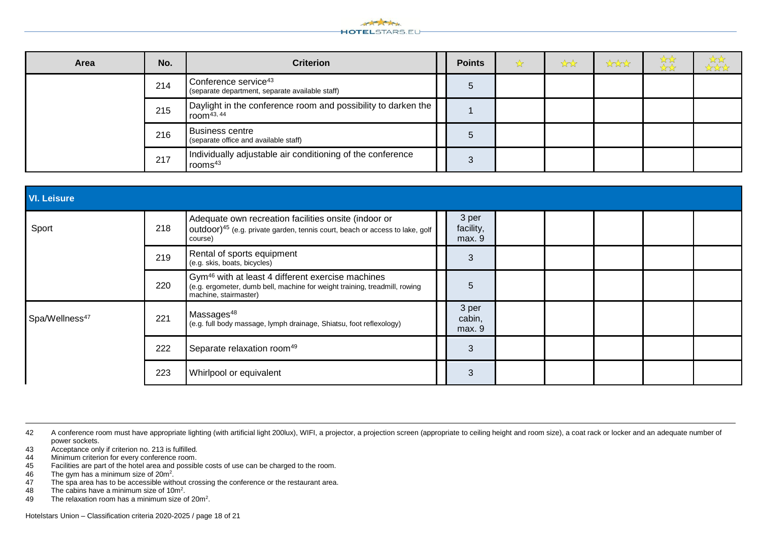| Area | No. | Criterion | Points | ★ | ★★ | ★★★ | ★★★★ | ★★★★★ |
|---|---|---|---|---|---|---|---|---|
| | 214 | Conference service[43] (separate department, separate available staff) | 5 | | | | | |
| | 215 | Daylight in the conference room and possibility to darken the room[43, 44] | 1 | | | | | |
| | 216 | Business centre (separate office and available staff) | 5 | | | | | |
| | 217 | Individually adjustable air conditioning of the conference rooms[43] | 3 | | | | | |
| **VI. Leisure** | | | | | | | | |
| Sport | 218 | Adequate own recreation facilities onsite (indoor or outdoor)[45] (e.g. private garden, tennis court, beach or access to lake, golf course) | 3 per facility, max. 9 | | | | | |
| | 219 | Rental of sports equipment (e.g. skis, boats, bicycles) | 3 | | | | | |
| | 220 | Gym[46] with at least 4 different exercise machines (e.g. ergometer, dumb bell, machine for weight training, treadmill, rowing machine, stairmaster) | 5 | | | | | |
| Spa/Wellness[47] | 221 | Massages[48] (e.g. full body massage, lymph drainage, Shiatsu, foot reflexology) | 3 per cabin, max. 9 | | | | | |
| | 222 | Separate relaxation room[49] | 3 | | | | | |
| | 223 | Whirlpool or equivalent | 3 | | | | | |

42 A conference room must have appropriate lighting (with artificial light 200lux), WIFI, a projector, a projection screen (appropriate to ceiling height and room size), a coat rack or locker and an adequate number of power sockets.

43 Acceptance only if criterion no. 213 is fulfilled.

44 Minimum criterion for every conference room.

45 Facilities are part of the hotel area and possible costs of use can be charged to the room.

46 The gym has a minimum size of $20m^2$.

47 The spa area has to be accessible without crossing the conference or the restaurant area.

48 The cabins have a minimum size of $10m^2$.

49 The relaxation room has a minimum size of $20m^2$.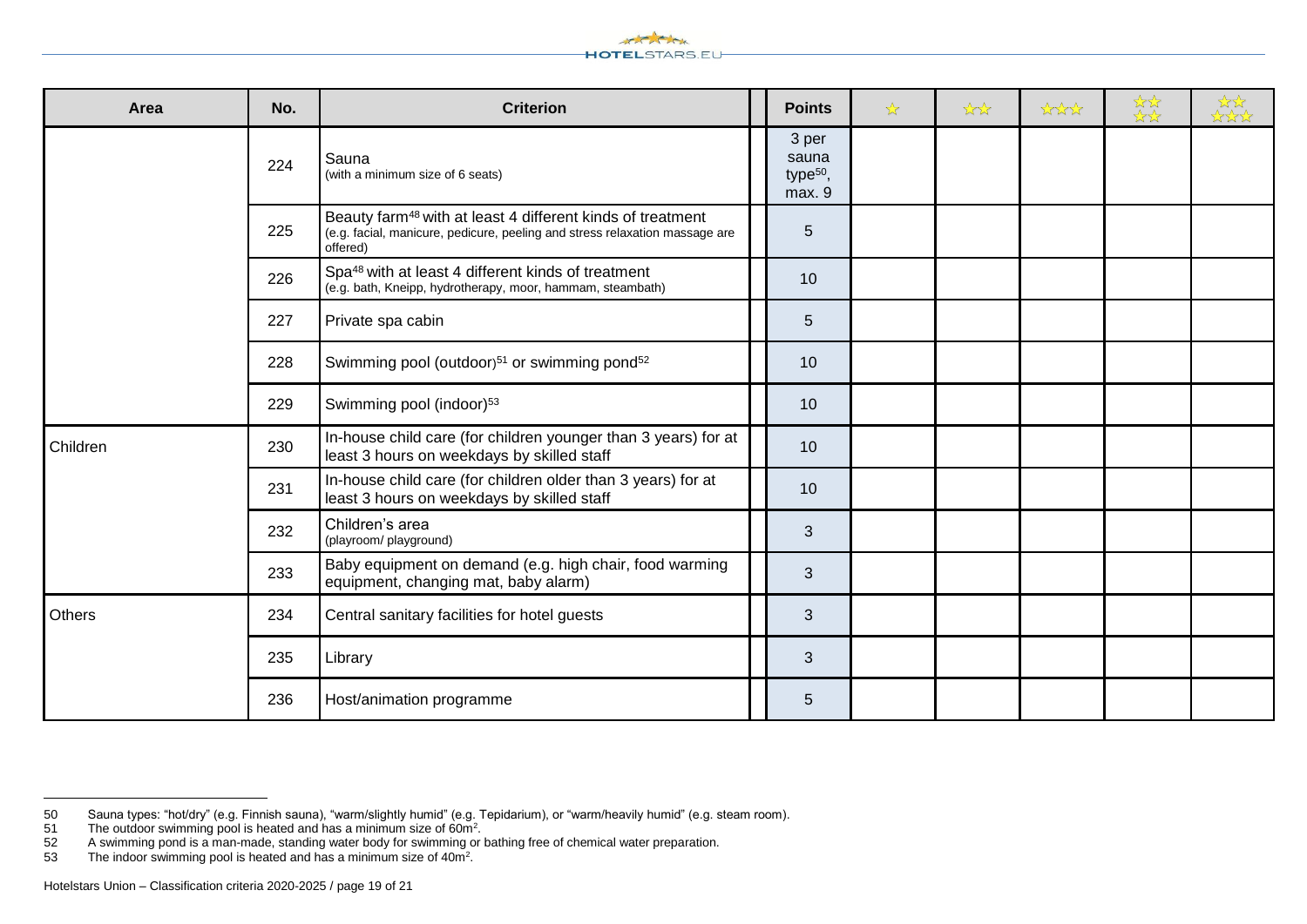| Area | No. | Criterion | Points | ★ | ★★ | ★★★ | ★★★★ | ★★★★★ |
|---|---|---|---|---|---|---|---|---|
| | 224 | Sauna (with a minimum size of 6 seats) | 3 per sauna type[50], max. 9 | | | | | |
| | 225 | Beauty farm[48] with at least 4 different kinds of treatment (e.g. facial, manicure, pedicure, peeling and stress relaxation massage are offered) | 5 | | | | | |
| | 226 | Spa[48] with at least 4 different kinds of treatment (e.g. bath, Kneipp, hydrotherapy, moor, hammam, steambath) | 10 | | | | | |
| | 227 | Private spa cabin | 5 | | | | | |
| | 228 | Swimming pool (outdoor)[51] or swimming pond[52] | 10 | | | | | |
| | 229 | Swimming pool (indoor)[53] | 10 | | | | | |
| Children | 230 | In-house child care (for children younger than 3 years) for at least 3 hours on weekdays by skilled staff | 10 | | | | | |
| | 231 | In-house child care (for children older than 3 years) for at least 3 hours on weekdays by skilled staff | 10 | | | | | |
| | 232 | Children's area (playroom/ playground) | 3 | | | | | |
| | 233 | Baby equipment on demand (e.g. high chair, food warming equipment, changing mat, baby alarm) | 3 | | | | | |
| Others | 234 | Central sanitary facilities for hotel guests | 3 | | | | | |
| | 235 | Library | 3 | | | | | |
| | 236 | Host/animation programme | 5 | | | | | |

---

50 Sauna types: "hot/dry" (e.g. Finnish sauna), "warm/slightly humid" (e.g. Tepidarium), or "warm/heavily humid" (e.g. steam room).

51 The outdoor swimming pool is heated and has a minimum size of $60m^2$.

52 A swimming pond is a man-made, standing water body for swimming or bathing free of chemical water preparation.

53 The indoor swimming pool is heated and has a minimum size of $40m^2$.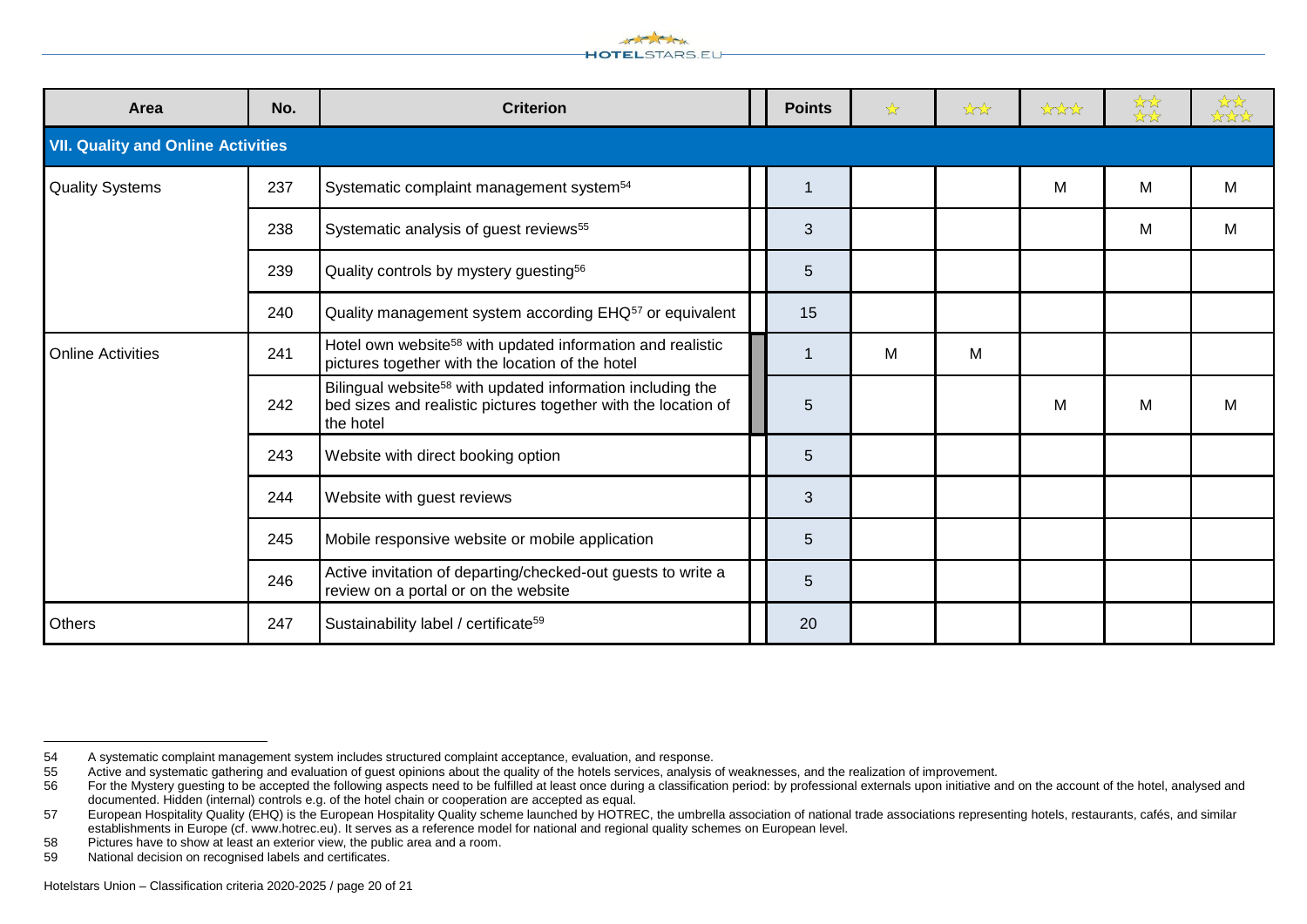| Area | No. | Criterion | Points | ☆ | ☆☆ | ☆☆☆ | ☆☆☆☆ | ☆☆☆☆☆ |
|---|---|---|---|---|---|---|---|---|
| **VII. Quality and Online Activities** | | | | | | | | |
| Quality Systems | 237 | Systematic complaint management system[54] | 1 | | | M | M | M |
| | 238 | Systematic analysis of guest reviews[55] | 3 | | | | M | M |
| | 239 | Quality controls by mystery guesting[56] | 5 | | | | | |
| | 240 | Quality management system according EHQ[57] or equivalent | 15 | | | | | |
| Online Activities | 241 | Hotel own website[58] with updated information and realistic pictures together with the location of the hotel | 1 | M | M | | | |
| | 242 | Bilingual website[58] with updated information including the bed sizes and realistic pictures together with the location of the hotel | 5 | | | M | M | M |
| | 243 | Website with direct booking option | 5 | | | | | |
| | 244 | Website with guest reviews | 3 | | | | | |
| | 245 | Mobile responsive website or mobile application | 5 | | | | | |
| | 246 | Active invitation of departing/checked-out guests to write a review on a portal or on the website | 5 | | | | | |
| Others | 247 | Sustainability label / certificate[59] | 20 | | | | | |

54 A systematic complaint management system includes structured complaint acceptance, evaluation, and response.

55 Active and systematic gathering and evaluation of guest opinions about the quality of the hotels services, analysis of weaknesses, and the realization of improvement.

56 For the Mystery guesting to be accepted the following aspects need to be fulfilled at least once during a classification period: by professional externals upon initiative and on the account of the hotel, analysed and documented. Hidden (internal) controls e.g. of the hotel chain or cooperation are accepted as equal.

57 European Hospitality Quality (EHQ) is the European Hospitality Quality scheme launched by HOTREC, the umbrella association of national trade associations representing hotels, restaurants, cafés, and similar establishments in Europe (cf. www.hotrec.eu). It serves as a reference model for national and regional quality schemes on European level.

58 Pictures have to show at least an exterior view, the public area and a room.

59 National decision on recognised labels and certificates.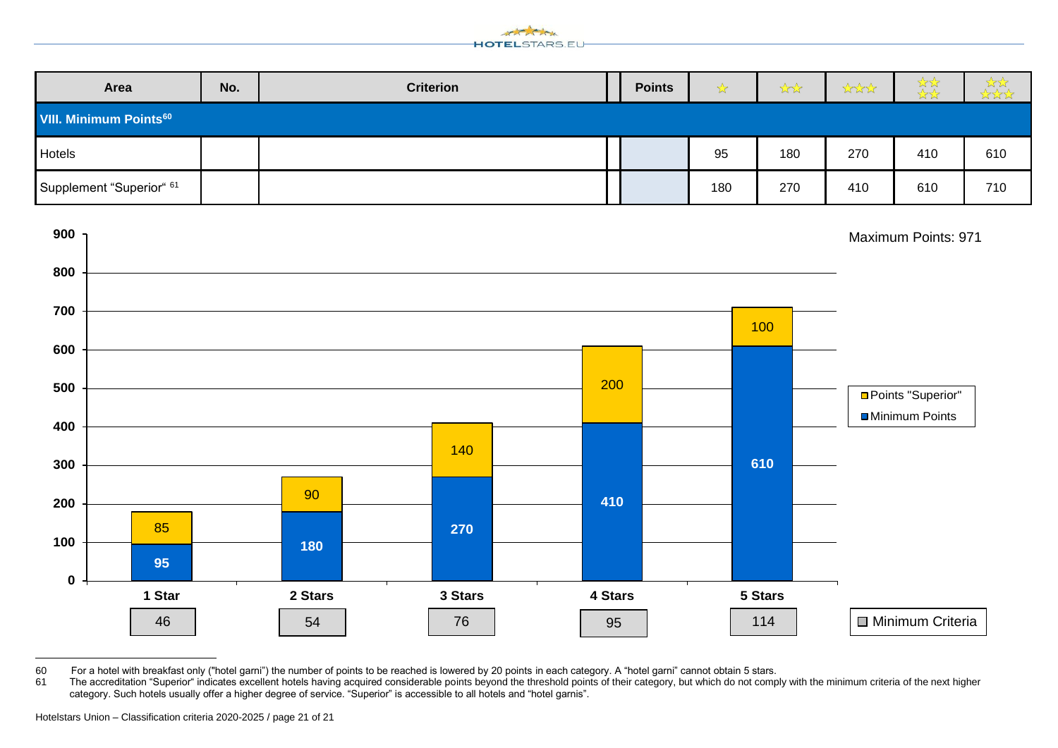| Area | No. | Criterion | Points | ★ | ★★ | ★★★ | ★★★★ | ★★★★★ |
|---|---|---|---|---|---|---|---|---|
| **VIII. Minimum Points[60]** | | | | | | | | |
| Hotels | | | | 95 | 180 | 270 | 410 | 610 |
| Supplement "Superior" [61] | | | | 180 | 270 | 410 | 610 | 710 |

900
800
700
600
500
400
300
200
100
0

Maximum Points: 971

Points "Superior"
Minimum Points

1 Star: 95, 85
2 Stars: 180, 90
3 Stars: 270, 140
4 Stars: 410, 200
5 Stars: 610, 100

Minimum Criteria
46
54
76
95
114

---

60 For a hotel with breakfast only ("hotel garni") the number of points to be reached is lowered by 20 points in each category. A "hotel garni" cannot obtain 5 stars.

61 The accreditation "Superior" indicates excellent hotels having acquired considerable points beyond the threshold points of their category, but which do not comply with the minimum criteria of the next higher category. Such hotels usually offer a higher degree of service. "Superior" is accessible to all hotels and "hotel garnis".